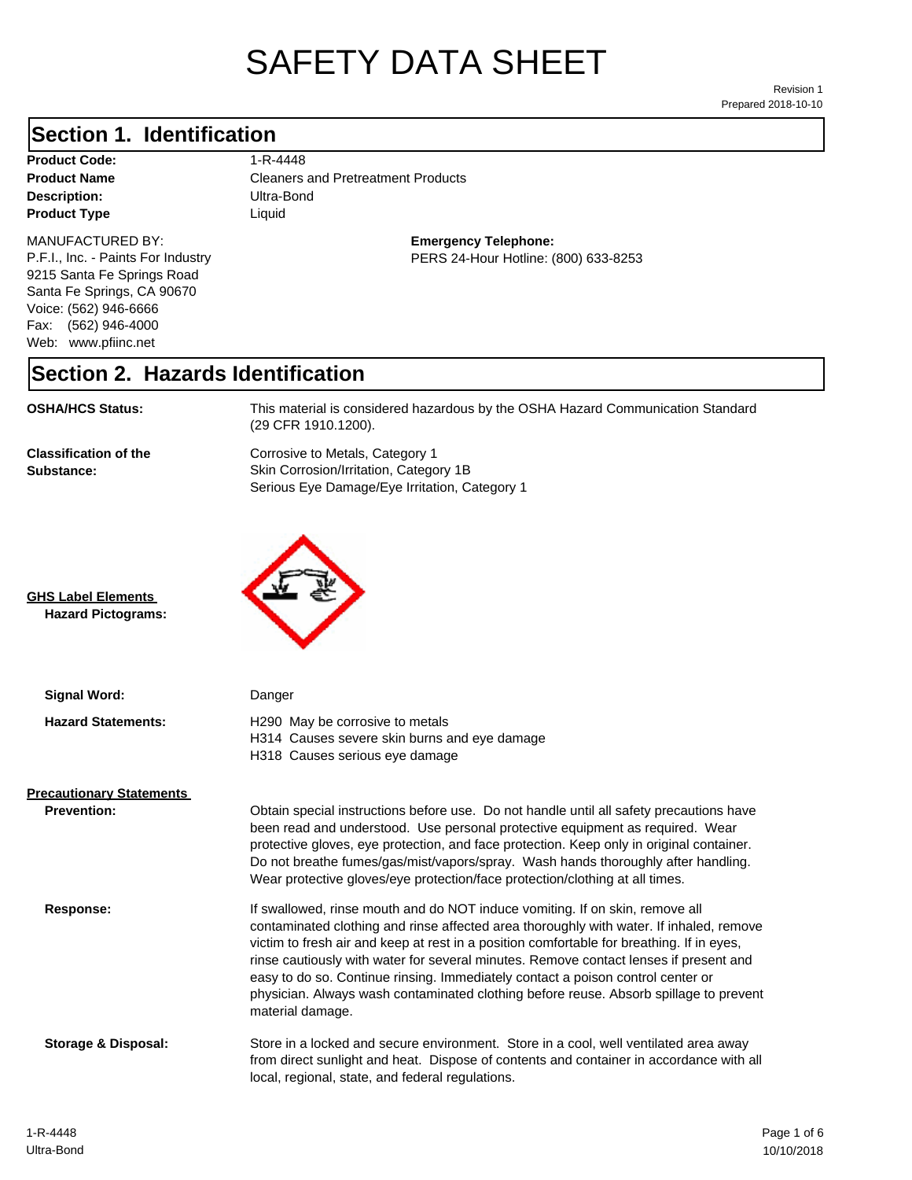# SAFETY DATA SHEET

Revision 1
Prepared 2018-10-10

## Section 1. Identification

**Product Code:** 1-R-4448
**Product Name** Cleaners and Pretreatment Products
**Description:** Ultra-Bond
**Product Type** Liquid

MANUFACTURED BY:
P.F.I., Inc. - Paints For Industry
9215 Santa Fe Springs Road
Santa Fe Springs, CA 90670
Voice: (562) 946-6666
Fax: (562) 946-4000
Web: www.pfiinc.net

**Emergency Telephone:**
PERS 24-Hour Hotline: (800) 633-8253

## Section 2. Hazards Identification

**OSHA/HCS Status:** This material is considered hazardous by the OSHA Hazard Communication Standard (29 CFR 1910.1200).

**Classification of the Substance:**
Corrosive to Metals, Category 1
Skin Corrosion/Irritation, Category 1B
Serious Eye Damage/Eye Irritation, Category 1

**GHS Label Elements**

**Hazard Pictograms:**

**Signal Word:** Danger

**Hazard Statements:**
H290 May be corrosive to metals
H314 Causes severe skin burns and eye damage
H318 Causes serious eye damage

**Precautionary Statements**

**Prevention:** Obtain special instructions before use. Do not handle until all safety precautions have been read and understood. Use personal protective equipment as required. Wear protective gloves, eye protection, and face protection. Keep only in original container. Do not breathe fumes/gas/mist/vapors/spray. Wash hands thoroughly after handling. Wear protective gloves/eye protection/face protection/clothing at all times.

**Response:** If swallowed, rinse mouth and do NOT induce vomiting. If on skin, remove all contaminated clothing and rinse affected area thoroughly with water. If inhaled, remove victim to fresh air and keep at rest in a position comfortable for breathing. If in eyes, rinse cautiously with water for several minutes. Remove contact lenses if present and easy to do so. Continue rinsing. Immediately contact a poison control center or physician. Always wash contaminated clothing before reuse. Absorb spillage to prevent material damage.

**Storage & Disposal:** Store in a locked and secure environment. Store in a cool, well ventilated area away from direct sunlight and heat. Dispose of contents and container in accordance with all local, regional, state, and federal regulations.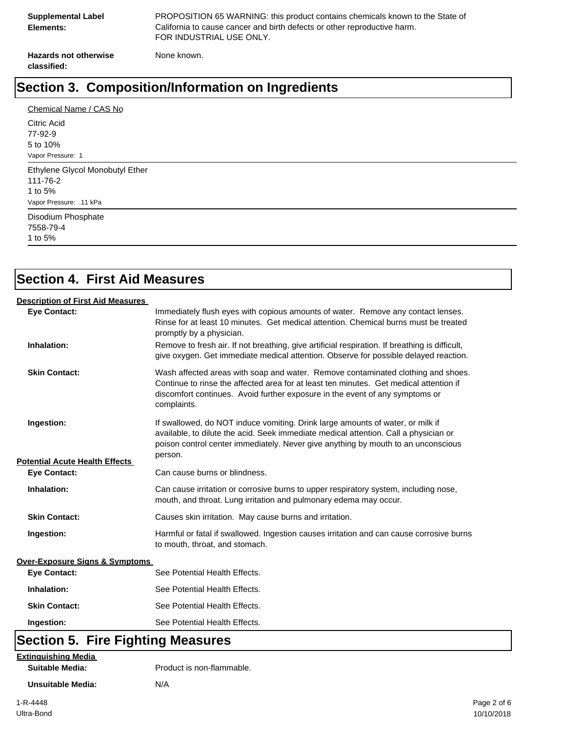**Supplemental Label Elements:** PROPOSITION 65 WARNING: this product contains chemicals known to the State of California to cause cancer and birth defects or other reproductive harm.
FOR INDUSTRIAL USE ONLY.

**Hazards not otherwise classified:** None known.

## Section 3. Composition/Information on Ingredients

Chemical Name / CAS No

Citric Acid
77-92-9
5 to 10%
Vapor Pressure: 1

Ethylene Glycol Monobutyl Ether
111-76-2
1 to 5%
Vapor Pressure: .11 kPa

Disodium Phosphate
7558-79-4
1 to 5%

## Section 4. First Aid Measures

**Description of First Aid Measures**

**Eye Contact:** Immediately flush eyes with copious amounts of water. Remove any contact lenses. Rinse for at least 10 minutes. Get medical attention. Chemical burns must be treated promptly by a physician.

**Inhalation:** Remove to fresh air. If not breathing, give artificial respiration. If breathing is difficult, give oxygen. Get immediate medical attention. Observe for possible delayed reaction.

**Skin Contact:** Wash affected areas with soap and water. Remove contaminated clothing and shoes. Continue to rinse the affected area for at least ten minutes. Get medical attention if discomfort continues. Avoid further exposure in the event of any symptoms or complaints.

**Ingestion:** If swallowed, do NOT induce vomiting. Drink large amounts of water, or milk if available, to dilute the acid. Seek immediate medical attention. Call a physician or poison control center immediately. Never give anything by mouth to an unconscious person.

**Potential Acute Health Effects**

**Eye Contact:** Can cause burns or blindness.

**Inhalation:** Can cause irritation or corrosive burns to upper respiratory system, including nose, mouth, and throat. Lung irritation and pulmonary edema may occur.

**Skin Contact:** Causes skin irritation. May cause burns and irritation.

**Ingestion:** Harmful or fatal if swallowed. Ingestion causes irritation and can cause corrosive burns to mouth, throat, and stomach.

**Over-Exposure Signs & Symptoms**

**Eye Contact:** See Potential Health Effects.

**Inhalation:** See Potential Health Effects.

**Skin Contact:** See Potential Health Effects.

**Ingestion:** See Potential Health Effects.

## Section 5. Fire Fighting Measures

**Extinguishing Media**

**Suitable Media:** Product is non-flammable.

**Unsuitable Media:** N/A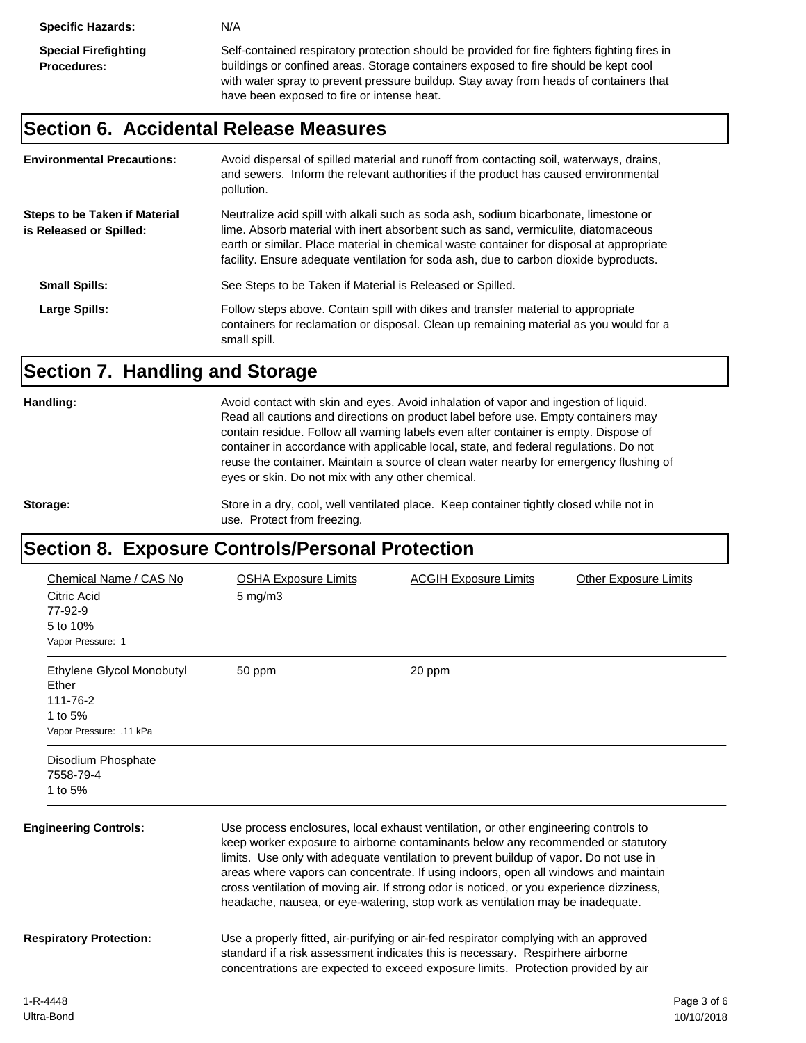**Specific Hazards:** N/A

**Special Firefighting Procedures:** Self-contained respiratory protection should be provided for fire fighters fighting fires in buildings or confined areas. Storage containers exposed to fire should be kept cool with water spray to prevent pressure buildup. Stay away from heads of containers that have been exposed to fire or intense heat.

## Section 6. Accidental Release Measures

**Environmental Precautions:** Avoid dispersal of spilled material and runoff from contacting soil, waterways, drains, and sewers. Inform the relevant authorities if the product has caused environmental pollution.

**Steps to be Taken if Material is Released or Spilled:** Neutralize acid spill with alkali such as soda ash, sodium bicarbonate, limestone or lime. Absorb material with inert absorbent such as sand, vermiculite, diatomaceous earth or similar. Place material in chemical waste container for disposal at appropriate facility. Ensure adequate ventilation for soda ash, due to carbon dioxide byproducts.

**Small Spills:** See Steps to be Taken if Material is Released or Spilled.

**Large Spills:** Follow steps above. Contain spill with dikes and transfer material to appropriate containers for reclamation or disposal. Clean up remaining material as you would for a small spill.

## Section 7. Handling and Storage

**Handling:** Avoid contact with skin and eyes. Avoid inhalation of vapor and ingestion of liquid. Read all cautions and directions on product label before use. Empty containers may contain residue. Follow all warning labels even after container is empty. Dispose of container in accordance with applicable local, state, and federal regulations. Do not reuse the container. Maintain a source of clean water nearby for emergency flushing of eyes or skin. Do not mix with any other chemical.

**Storage:** Store in a dry, cool, well ventilated place. Keep container tightly closed while not in use. Protect from freezing.

## Section 8. Exposure Controls/Personal Protection

| Chemical Name / CAS No | OSHA Exposure Limits | ACGIH Exposure Limits | Other Exposure Limits |
|---|---|---|---|
| Citric Acid<br>77-92-9<br>5 to 10%<br>Vapor Pressure: 1 | 5 mg/m3 | | |
| Ethylene Glycol Monobutyl Ether<br>111-76-2<br>1 to 5%<br>Vapor Pressure: .11 kPa | 50 ppm | 20 ppm | |
| Disodium Phosphate<br>7558-79-4<br>1 to 5% | | | |

**Engineering Controls:** Use process enclosures, local exhaust ventilation, or other engineering controls to keep worker exposure to airborne contaminants below any recommended or statutory limits. Use only with adequate ventilation to prevent buildup of vapor. Do not use in areas where vapors can concentrate. If using indoors, open all windows and maintain cross ventilation of moving air. If strong odor is noticed, or you experience dizziness, headache, nausea, or eye-watering, stop work as ventilation may be inadequate.

**Respiratory Protection:** Use a properly fitted, air-purifying or air-fed respirator complying with an approved standard if a risk assessment indicates this is necessary. Respirhere airborne concentrations are expected to exceed exposure limits. Protection provided by air

1-R-4448
Ultra-Bond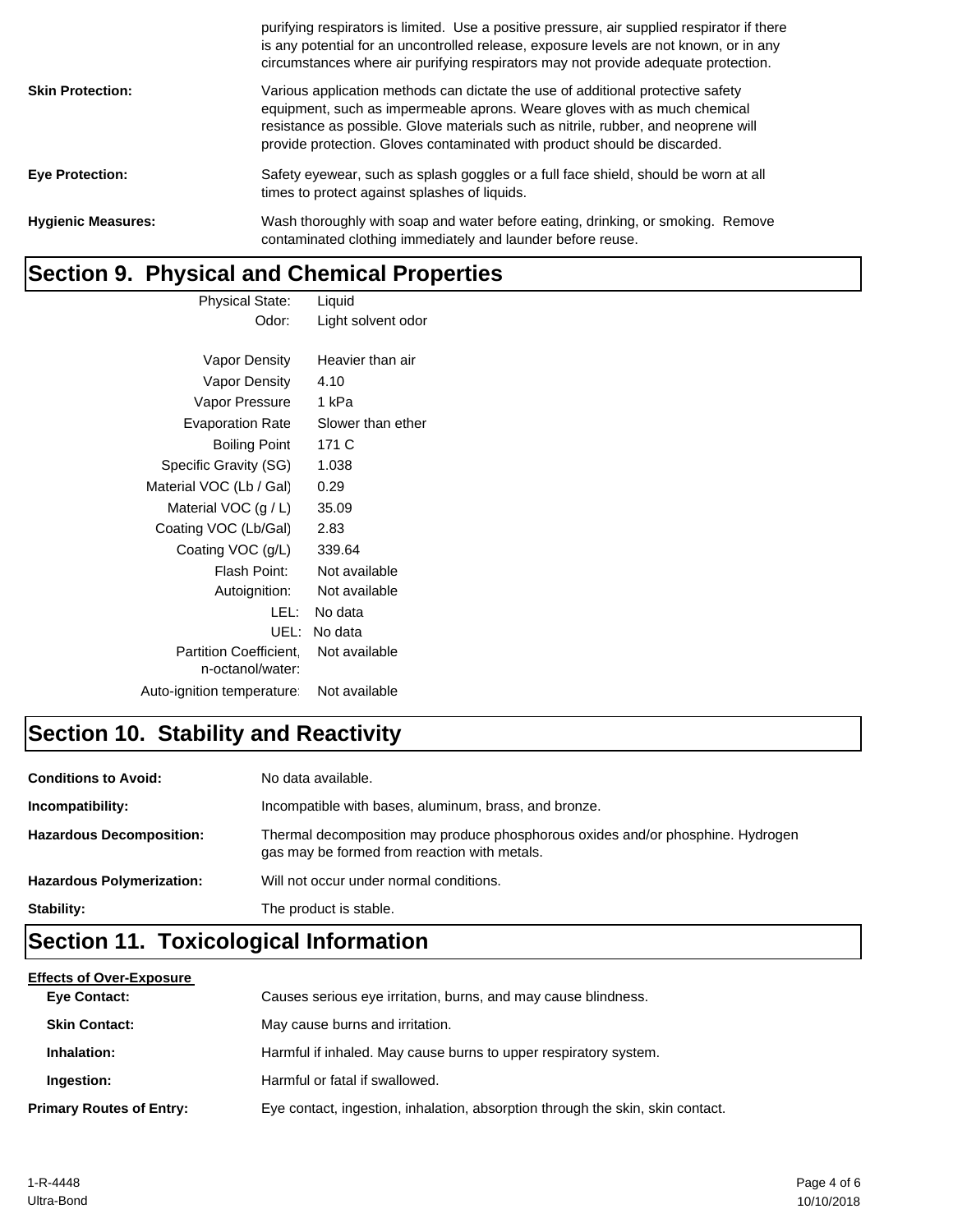purifying respirators is limited. Use a positive pressure, air supplied respirator if there is any potential for an uncontrolled release, exposure levels are not known, or in any circumstances where air purifying respirators may not provide adequate protection.

**Skin Protection:** Various application methods can dictate the use of additional protective safety equipment, such as impermeable aprons. Weare gloves with as much chemical resistance as possible. Glove materials such as nitrile, rubber, and neoprene will provide protection. Gloves contaminated with product should be discarded.

**Eye Protection:** Safety eyewear, such as splash goggles or a full face shield, should be worn at all times to protect against splashes of liquids.

**Hygienic Measures:** Wash thoroughly with soap and water before eating, drinking, or smoking. Remove contaminated clothing immediately and launder before reuse.

## Section 9. Physical and Chemical Properties

| Property | Value |
|---|---|
| Physical State: | Liquid |
| Odor: | Light solvent odor |
| Vapor Density | Heavier than air |
| Vapor Density | 4.10 |
| Vapor Pressure | 1 kPa |
| Evaporation Rate | Slower than ether |
| Boiling Point | 171 C |
| Specific Gravity (SG) | 1.038 |
| Material VOC (Lb / Gal) | 0.29 |
| Material VOC (g / L) | 35.09 |
| Coating VOC (Lb/Gal) | 2.83 |
| Coating VOC (g/L) | 339.64 |
| Flash Point: | Not available |
| Autoignition: | Not available |
| LEL: | No data |
| UEL: | No data |
| Partition Coefficient, n-octanol/water: | Not available |
| Auto-ignition temperature: | Not available |

## Section 10. Stability and Reactivity

**Conditions to Avoid:** No data available.

**Incompatibility:** Incompatible with bases, aluminum, brass, and bronze.

**Hazardous Decomposition:** Thermal decomposition may produce phosphorous oxides and/or phosphine. Hydrogen gas may be formed from reaction with metals.

**Hazardous Polymerization:** Will not occur under normal conditions.

**Stability:** The product is stable.

## Section 11. Toxicological Information

**Effects of Over-Exposure**

**Eye Contact:** Causes serious eye irritation, burns, and may cause blindness.

**Skin Contact:** May cause burns and irritation.

**Inhalation:** Harmful if inhaled. May cause burns to upper respiratory system.

**Ingestion:** Harmful or fatal if swallowed.

**Primary Routes of Entry:** Eye contact, ingestion, inhalation, absorption through the skin, skin contact.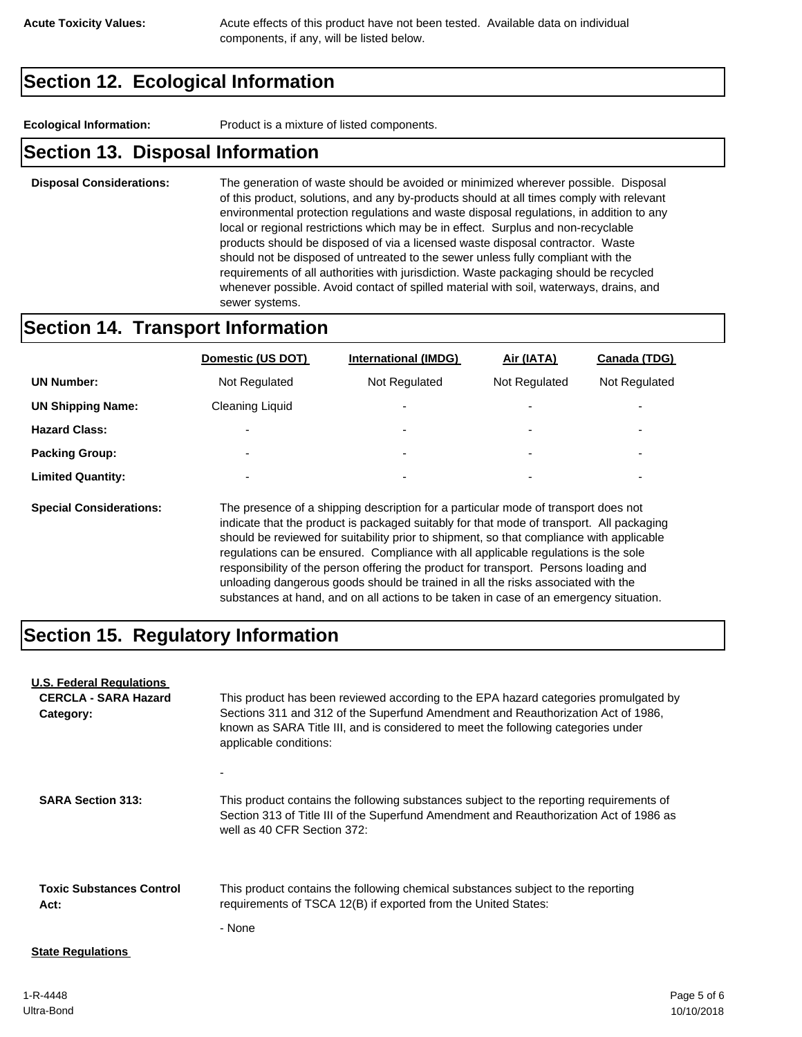**Acute Toxicity Values:** Acute effects of this product have not been tested. Available data on individual components, if any, will be listed below.

## Section 12. Ecological Information

**Ecological Information:** Product is a mixture of listed components.

## Section 13. Disposal Information

**Disposal Considerations:** The generation of waste should be avoided or minimized wherever possible. Disposal of this product, solutions, and any by-products should at all times comply with relevant environmental protection regulations and waste disposal regulations, in addition to any local or regional restrictions which may be in effect. Surplus and non-recyclable products should be disposed of via a licensed waste disposal contractor. Waste should not be disposed of untreated to the sewer unless fully compliant with the requirements of all authorities with jurisdiction. Waste packaging should be recycled whenever possible. Avoid contact of spilled material with soil, waterways, drains, and sewer systems.

## Section 14. Transport Information

| | Domestic (US DOT) | International (IMDG) | Air (IATA) | Canada (TDG) |
|---|---|---|---|---|
| **UN Number:** | Not Regulated | Not Regulated | Not Regulated | Not Regulated |
| **UN Shipping Name:** | Cleaning Liquid | - | - | - |
| **Hazard Class:** | - | - | - | - |
| **Packing Group:** | - | - | - | - |
| **Limited Quantity:** | - | - | - | - |

**Special Considerations:** The presence of a shipping description for a particular mode of transport does not indicate that the product is packaged suitably for that mode of transport. All packaging should be reviewed for suitability prior to shipment, so that compliance with applicable regulations can be ensured. Compliance with all applicable regulations is the sole responsibility of the person offering the product for transport. Persons loading and unloading dangerous goods should be trained in all the risks associated with the substances at hand, and on all actions to be taken in case of an emergency situation.

## Section 15. Regulatory Information

**U.S. Federal Regulations**

**CERCLA - SARA Hazard Category:** This product has been reviewed according to the EPA hazard categories promulgated by Sections 311 and 312 of the Superfund Amendment and Reauthorization Act of 1986, known as SARA Title III, and is considered to meet the following categories under applicable conditions:

-

**SARA Section 313:** This product contains the following substances subject to the reporting requirements of Section 313 of Title III of the Superfund Amendment and Reauthorization Act of 1986 as well as 40 CFR Section 372:

**Toxic Substances Control Act:** This product contains the following chemical substances subject to the reporting requirements of TSCA 12(B) if exported from the United States:

- None

**State Regulations**

1-R-4448
Ultra-Bond
10/10/2018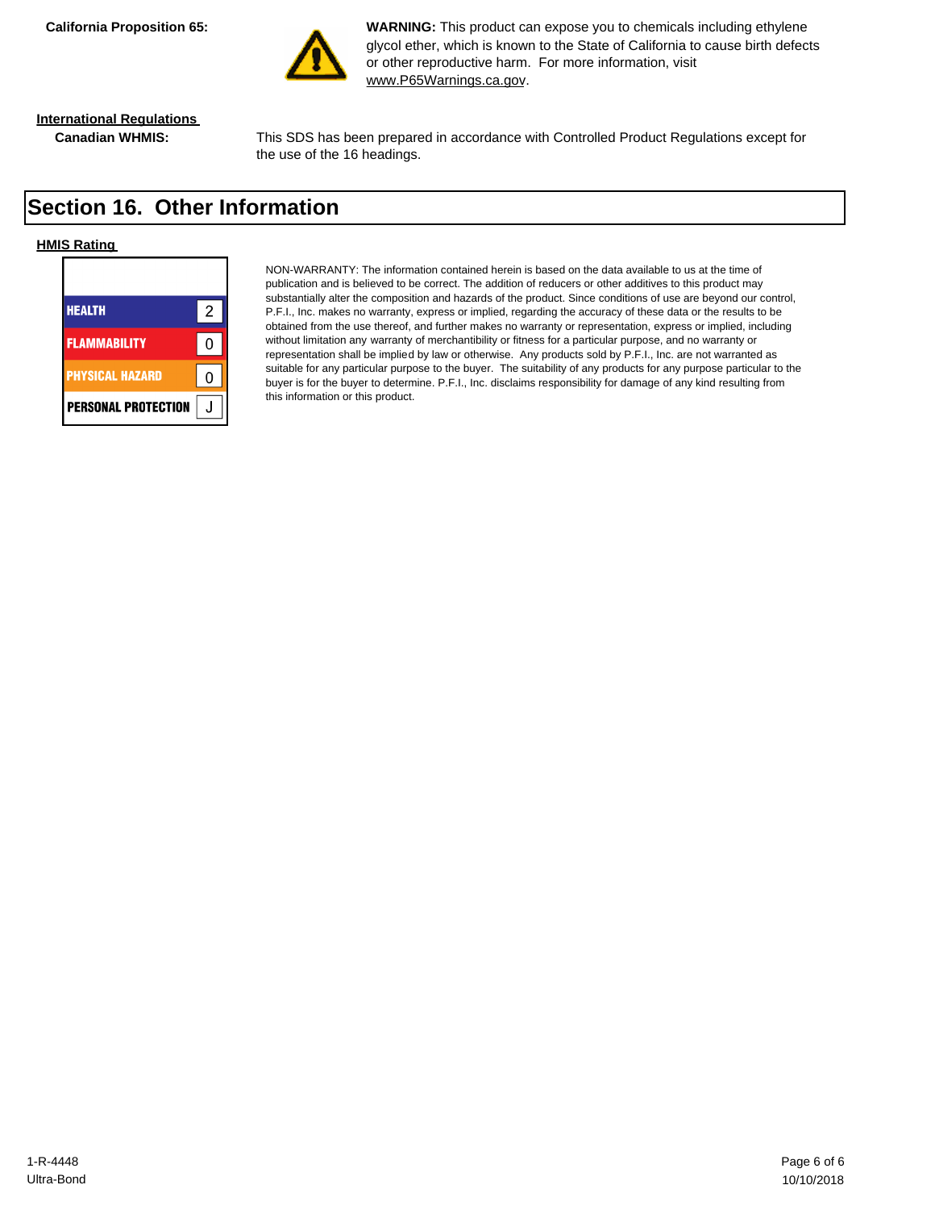**California Proposition 65:**

**WARNING:** This product can expose you to chemicals including ethylene glycol ether, which is known to the State of California to cause birth defects or other reproductive harm. For more information, visit www.P65Warnings.ca.gov.

**International Regulations**

**Canadian WHMIS:** This SDS has been prepared in accordance with Controlled Product Regulations except for the use of the 16 headings.

## Section 16. Other Information

**HMIS Rating**

| | |
|---|---|
| HEALTH | 2 |
| FLAMMABILITY | 0 |
| PHYSICAL HAZARD | 0 |
| PERSONAL PROTECTION | J |

NON-WARRANTY: The information contained herein is based on the data available to us at the time of publication and is believed to be correct. The addition of reducers or other additives to this product may substantially alter the composition and hazards of the product. Since conditions of use are beyond our control, P.F.I., Inc. makes no warranty, express or implied, regarding the accuracy of these data or the results to be obtained from the use thereof, and further makes no warranty or representation, express or implied, including without limitation any warranty of merchantibility or fitness for a particular purpose, and no warranty or representation shall be implied by law or otherwise. Any products sold by P.F.I., Inc. are not warranted as suitable for any particular purpose to the buyer. The suitability of any products for any purpose particular to the buyer is for the buyer to determine. P.F.I., Inc. disclaims responsibility for damage of any kind resulting from this information or this product.